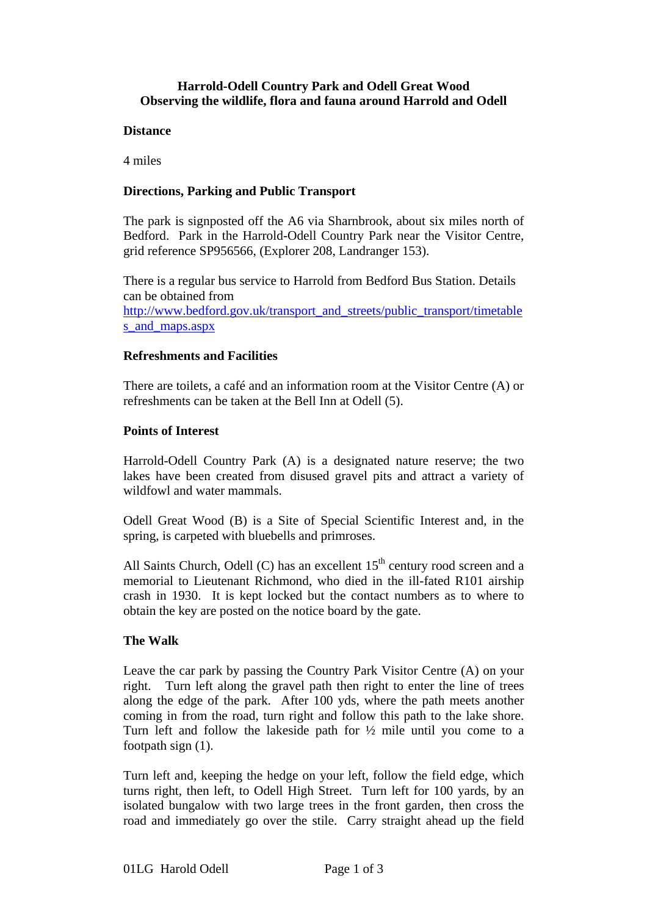# Harrold-Odell Country Park and Odell Great Wood
## Observing the wildlife, flora and fauna around Harrold and Odell

**Distance**

4 miles

**Directions, Parking and Public Transport**

The park is signposted off the A6 via Sharnbrook, about six miles north of Bedford. Park in the Harrold-Odell Country Park near the Visitor Centre, grid reference SP956566, (Explorer 208, Landranger 153).

There is a regular bus service to Harrold from Bedford Bus Station. Details can be obtained from http://www.bedford.gov.uk/transport_and_streets/public_transport/timetables_and_maps.aspx

**Refreshments and Facilities**

There are toilets, a café and an information room at the Visitor Centre (A) or refreshments can be taken at the Bell Inn at Odell (5).

**Points of Interest**

Harrold-Odell Country Park (A) is a designated nature reserve; the two lakes have been created from disused gravel pits and attract a variety of wildfowl and water mammals.

Odell Great Wood (B) is a Site of Special Scientific Interest and, in the spring, is carpeted with bluebells and primroses.

All Saints Church, Odell (C) has an excellent 15th century rood screen and a memorial to Lieutenant Richmond, who died in the ill-fated R101 airship crash in 1930. It is kept locked but the contact numbers as to where to obtain the key are posted on the notice board by the gate.

**The Walk**

Leave the car park by passing the Country Park Visitor Centre (A) on your right. Turn left along the gravel path then right to enter the line of trees along the edge of the park. After 100 yds, where the path meets another coming in from the road, turn right and follow this path to the lake shore. Turn left and follow the lakeside path for ½ mile until you come to a footpath sign (1).

Turn left and, keeping the hedge on your left, follow the field edge, which turns right, then left, to Odell High Street. Turn left for 100 yards, by an isolated bungalow with two large trees in the front garden, then cross the road and immediately go over the stile. Carry straight ahead up the field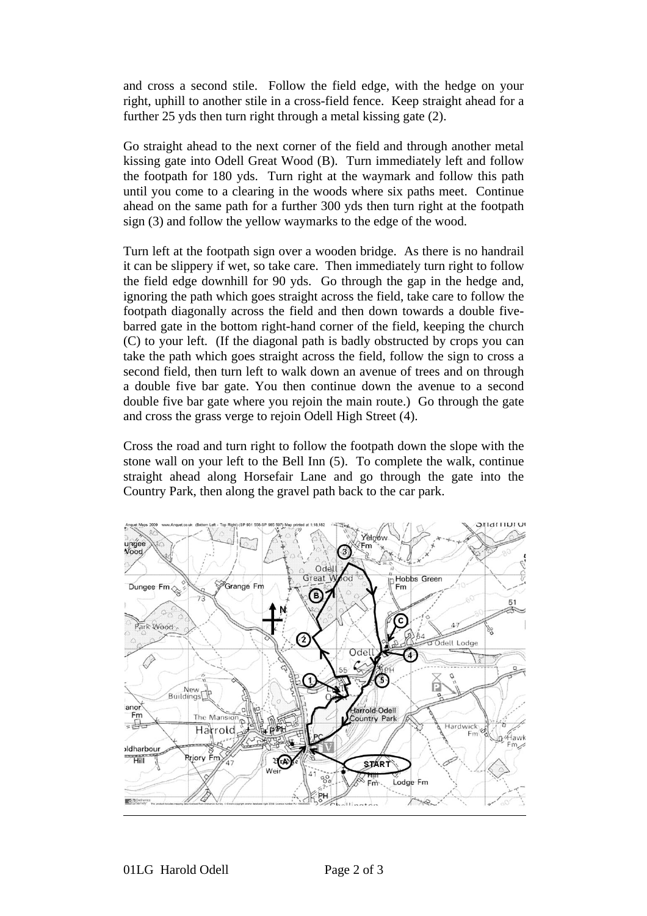and cross a second stile. Follow the field edge, with the hedge on your right, uphill to another stile in a cross-field fence. Keep straight ahead for a further 25 yds then turn right through a metal kissing gate (2).

Go straight ahead to the next corner of the field and through another metal kissing gate into Odell Great Wood (B). Turn immediately left and follow the footpath for 180 yds. Turn right at the waymark and follow this path until you come to a clearing in the woods where six paths meet. Continue ahead on the same path for a further 300 yds then turn right at the footpath sign (3) and follow the yellow waymarks to the edge of the wood.

Turn left at the footpath sign over a wooden bridge. As there is no handrail it can be slippery if wet, so take care. Then immediately turn right to follow the field edge downhill for 90 yds. Go through the gap in the hedge and, ignoring the path which goes straight across the field, take care to follow the footpath diagonally across the field and then down towards a double five-barred gate in the bottom right-hand corner of the field, keeping the church (C) to your left. (If the diagonal path is badly obstructed by crops you can take the path which goes straight across the field, follow the sign to cross a second field, then turn left to walk down an avenue of trees and on through a double five bar gate. You then continue down the avenue to a second double five bar gate where you rejoin the main route.) Go through the gate and cross the grass verge to rejoin Odell High Street (4).

Cross the road and turn right to follow the footpath down the slope with the stone wall on your left to the Bell Inn (5). To complete the walk, continue straight ahead along Horsefair Lane and go through the gate into the Country Park, then along the gravel path back to the car park.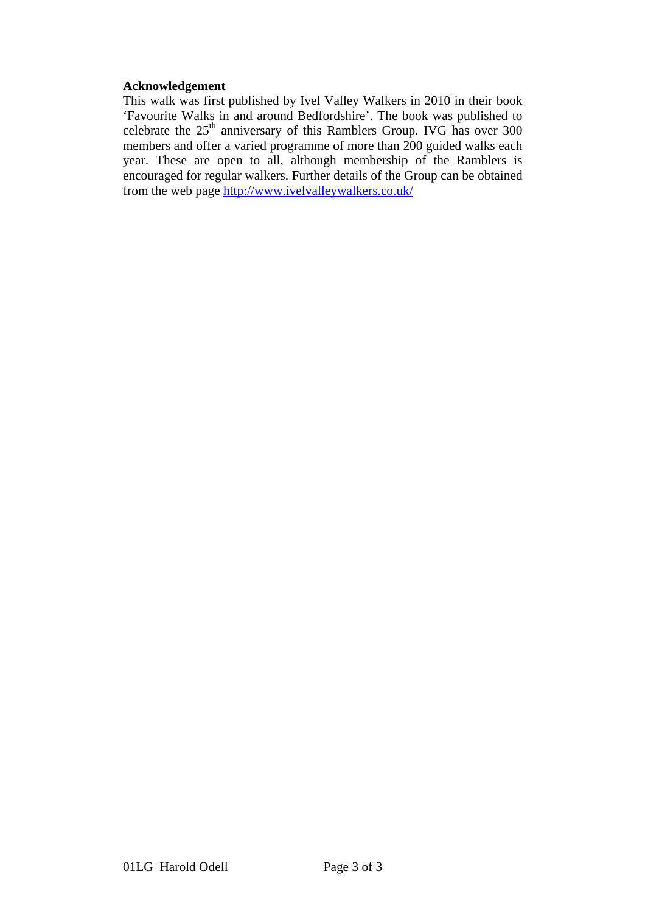**Acknowledgement**

This walk was first published by Ivel Valley Walkers in 2010 in their book 'Favourite Walks in and around Bedfordshire'. The book was published to celebrate the 25th anniversary of this Ramblers Group. IVG has over 300 members and offer a varied programme of more than 200 guided walks each year. These are open to all, although membership of the Ramblers is encouraged for regular walkers. Further details of the Group can be obtained from the web page http://www.ivelvalleywalkers.co.uk/